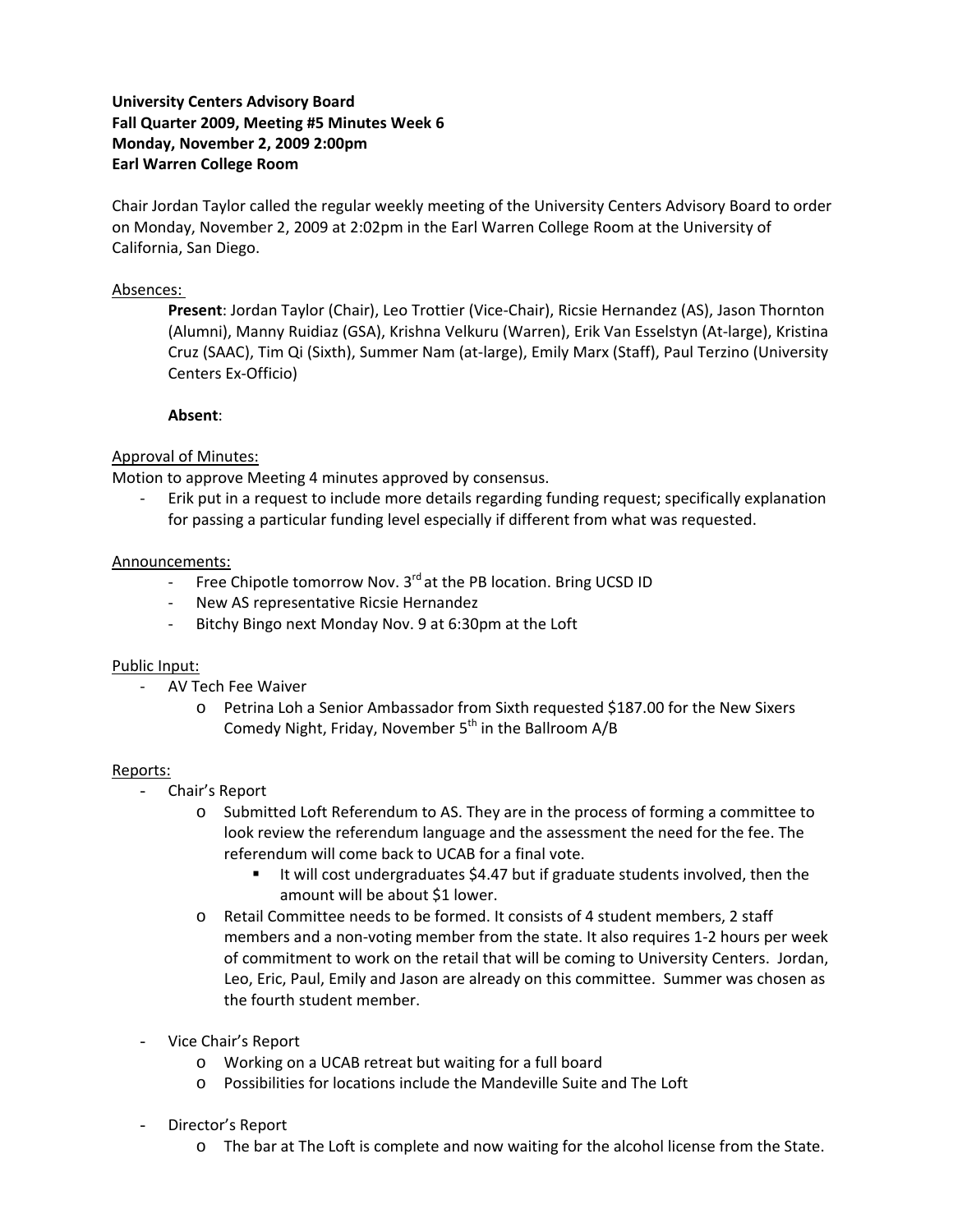**University Centers Advisory Board**
**Fall Quarter 2009, Meeting #5 Minutes Week 6**
**Monday, November 2, 2009 2:00pm**
**Earl Warren College Room**

Chair Jordan Taylor called the regular weekly meeting of the University Centers Advisory Board to order on Monday, November 2, 2009 at 2:02pm in the Earl Warren College Room at the University of California, San Diego.

Absences:

> **Present**: Jordan Taylor (Chair), Leo Trottier (Vice-Chair), Ricsie Hernandez (AS), Jason Thornton (Alumni), Manny Ruidiaz (GSA), Krishna Velkuru (Warren), Erik Van Esselstyn (At-large), Kristina Cruz (SAAC), Tim Qi (Sixth), Summer Nam (at-large), Emily Marx (Staff), Paul Terzino (University Centers Ex-Officio)
>
> **Absent**:

Approval of Minutes:

Motion to approve Meeting 4 minutes approved by consensus.

- Erik put in a request to include more details regarding funding request; specifically explanation for passing a particular funding level especially if different from what was requested.

Announcements:

- Free Chipotle tomorrow Nov. 3rd at the PB location. Bring UCSD ID
- New AS representative Ricsie Hernandez
- Bitchy Bingo next Monday Nov. 9 at 6:30pm at the Loft

Public Input:

- AV Tech Fee Waiver
  - Petrina Loh a Senior Ambassador from Sixth requested $187.00 for the New Sixers Comedy Night, Friday, November 5th in the Ballroom A/B

Reports:

- Chair's Report
  - Submitted Loft Referendum to AS. They are in the process of forming a committee to look review the referendum language and the assessment the need for the fee. The referendum will come back to UCAB for a final vote.
    - It will cost undergraduates $4.47 but if graduate students involved, then the amount will be about $1 lower.
  - Retail Committee needs to be formed. It consists of 4 student members, 2 staff members and a non-voting member from the state. It also requires 1-2 hours per week of commitment to work on the retail that will be coming to University Centers. Jordan, Leo, Eric, Paul, Emily and Jason are already on this committee. Summer was chosen as the fourth student member.

- Vice Chair's Report
  - Working on a UCAB retreat but waiting for a full board
  - Possibilities for locations include the Mandeville Suite and The Loft

- Director's Report
  - The bar at The Loft is complete and now waiting for the alcohol license from the State.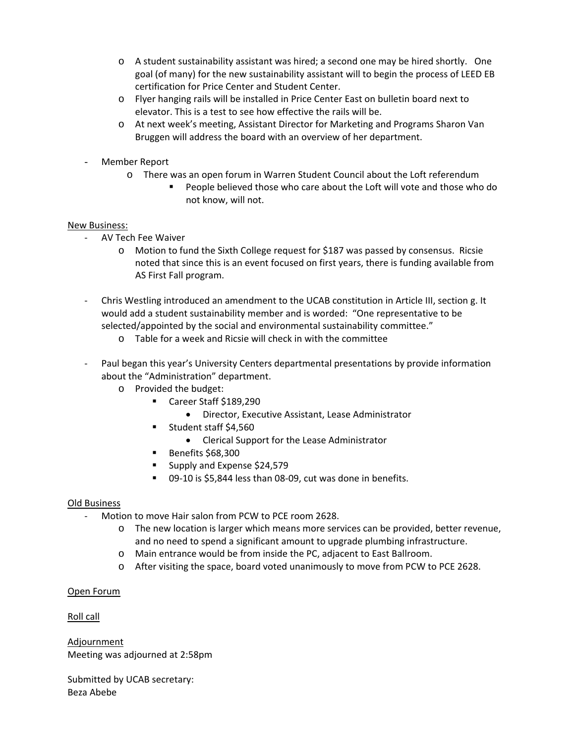- A student sustainability assistant was hired; a second one may be hired shortly. One goal (of many) for the new sustainability assistant will to begin the process of LEED EB certification for Price Center and Student Center.
- Flyer hanging rails will be installed in Price Center East on bulletin board next to elevator. This is a test to see how effective the rails will be.
- At next week's meeting, Assistant Director for Marketing and Programs Sharon Van Bruggen will address the board with an overview of her department.

- Member Report
  - There was an open forum in Warren Student Council about the Loft referendum
    - People believed those who care about the Loft will vote and those who do not know, will not.

<u>New Business:</u>

- AV Tech Fee Waiver
  - Motion to fund the Sixth College request for $187 was passed by consensus. Ricsie noted that since this is an event focused on first years, there is funding available from AS First Fall program.

- Chris Westling introduced an amendment to the UCAB constitution in Article III, section g. It would add a student sustainability member and is worded: "One representative to be selected/appointed by the social and environmental sustainability committee."
  - Table for a week and Ricsie will check in with the committee

- Paul began this year's University Centers departmental presentations by provide information about the "Administration" department.
  - Provided the budget:
    - Career Staff $189,290
      - Director, Executive Assistant, Lease Administrator
    - Student staff $4,560
      - Clerical Support for the Lease Administrator
    - Benefits $68,300
    - Supply and Expense $24,579
    - 09-10 is $5,844 less than 08-09, cut was done in benefits.

<u>Old Business</u>

- Motion to move Hair salon from PCW to PCE room 2628.
  - The new location is larger which means more services can be provided, better revenue, and no need to spend a significant amount to upgrade plumbing infrastructure.
  - Main entrance would be from inside the PC, adjacent to East Ballroom.
  - After visiting the space, board voted unanimously to move from PCW to PCE 2628.

<u>Open Forum</u>

<u>Roll call</u>

<u>Adjournment</u>

Meeting was adjourned at 2:58pm

Submitted by UCAB secretary:
Beza Abebe